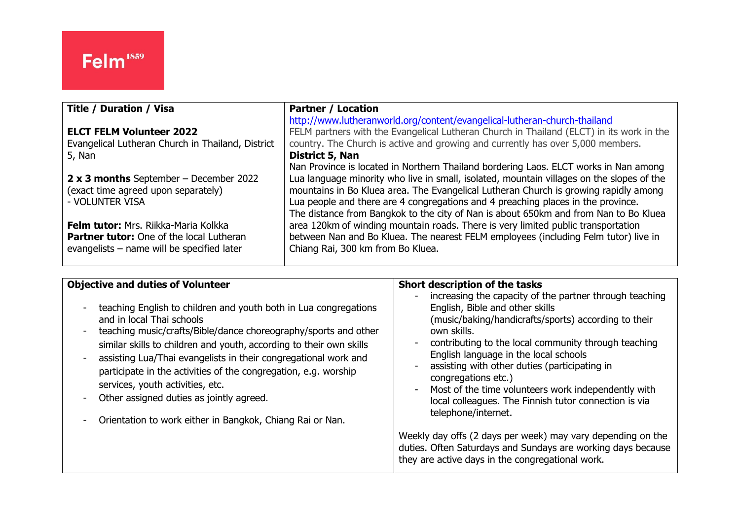Felm[1859]

| Title / Duration / Visa | Partner / Location |
| --- | --- |
| **ELCT FELM Volunteer 2022**<br>Evangelical Lutheran Church in Thailand, District 5, Nan<br><br>**2 x 3 months** September – December 2022 (exact time agreed upon separately)<br>- VOLUNTER VISA<br><br>**Felm tutor:** Mrs. Riikka-Maria Kolkka<br>**Partner tutor:** One of the local Lutheran evangelists – name will be specified later | http://www.lutheranworld.org/content/evangelical-lutheran-church-thailand<br>FELM partners with the Evangelical Lutheran Church in Thailand (ELCT) in its work in the country. The Church is active and growing and currently has over 5,000 members.<br>**District 5, Nan**<br>Nan Province is located in Northern Thailand bordering Laos. ELCT works in Nan among Lua language minority who live in small, isolated, mountain villages on the slopes of the mountains in Bo Kluea area. The Evangelical Lutheran Church is growing rapidly among Lua people and there are 4 congregations and 4 preaching places in the province. The distance from Bangkok to the city of Nan is about 650km and from Nan to Bo Kluea area 120km of winding mountain roads. There is very limited public transportation between Nan and Bo Kluea. The nearest FELM employees (including Felm tutor) live in Chiang Rai, 300 km from Bo Kluea. |

| Objective and duties of Volunteer | Short description of the tasks |
| --- | --- |
| - teaching English to children and youth both in Lua congregations and in local Thai schools<br>- teaching music/crafts/Bible/dance choreography/sports and other similar skills to children and youth, according to their own skills<br>- assisting Lua/Thai evangelists in their congregational work and participate in the activities of the congregation, e.g. worship services, youth activities, etc.<br>- Other assigned duties as jointly agreed.<br>- Orientation to work either in Bangkok, Chiang Rai or Nan. | - increasing the capacity of the partner through teaching English, Bible and other skills (music/baking/handicrafts/sports) according to their own skills.<br>- contributing to the local community through teaching English language in the local schools<br>- assisting with other duties (participating in congregations etc.)<br>- Most of the time volunteers work independently with local colleagues. The Finnish tutor connection is via telephone/internet.<br><br>Weekly day offs (2 days per week) may vary depending on the duties. Often Saturdays and Sundays are working days because they are active days in the congregational work. |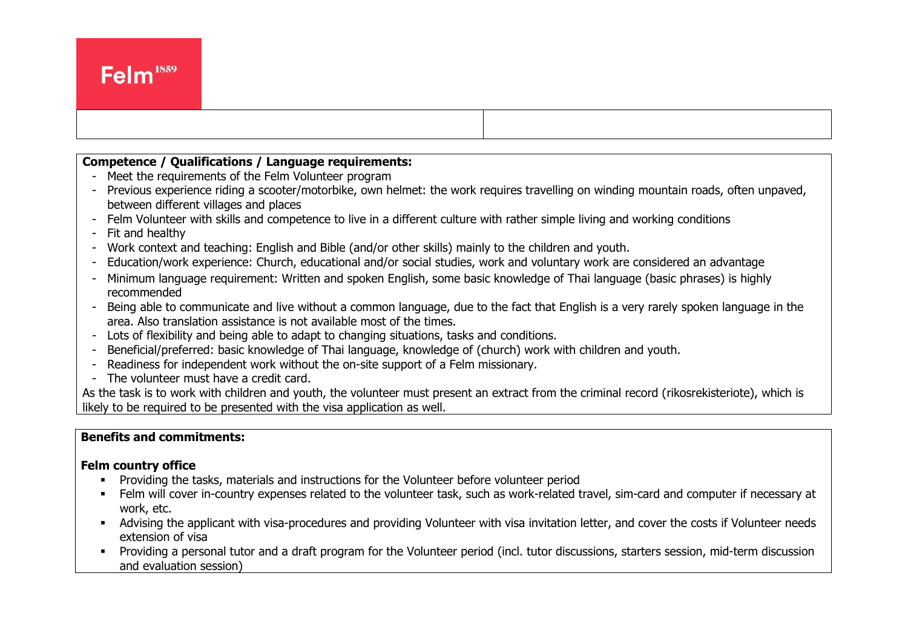**Competence / Qualifications / Language requirements:**

- Meet the requirements of the Felm Volunteer program
- Previous experience riding a scooter/motorbike, own helmet: the work requires travelling on winding mountain roads, often unpaved, between different villages and places
- Felm Volunteer with skills and competence to live in a different culture with rather simple living and working conditions
- Fit and healthy
- Work context and teaching: English and Bible (and/or other skills) mainly to the children and youth.
- Education/work experience: Church, educational and/or social studies, work and voluntary work are considered an advantage
- Minimum language requirement: Written and spoken English, some basic knowledge of Thai language (basic phrases) is highly recommended
- Being able to communicate and live without a common language, due to the fact that English is a very rarely spoken language in the area. Also translation assistance is not available most of the times.
- Lots of flexibility and being able to adapt to changing situations, tasks and conditions.
- Beneficial/preferred: basic knowledge of Thai language, knowledge of (church) work with children and youth.
- Readiness for independent work without the on-site support of a Felm missionary.
- The volunteer must have a credit card.

As the task is to work with children and youth, the volunteer must present an extract from the criminal record (rikosrekisteriote), which is likely to be required to be presented with the visa application as well.

**Benefits and commitments:**

**Felm country office**

- Providing the tasks, materials and instructions for the Volunteer before volunteer period
- Felm will cover in-country expenses related to the volunteer task, such as work-related travel, sim-card and computer if necessary at work, etc.
- Advising the applicant with visa-procedures and providing Volunteer with visa invitation letter, and cover the costs if Volunteer needs extension of visa
- Providing a personal tutor and a draft program for the Volunteer period (incl. tutor discussions, starters session, mid-term discussion and evaluation session)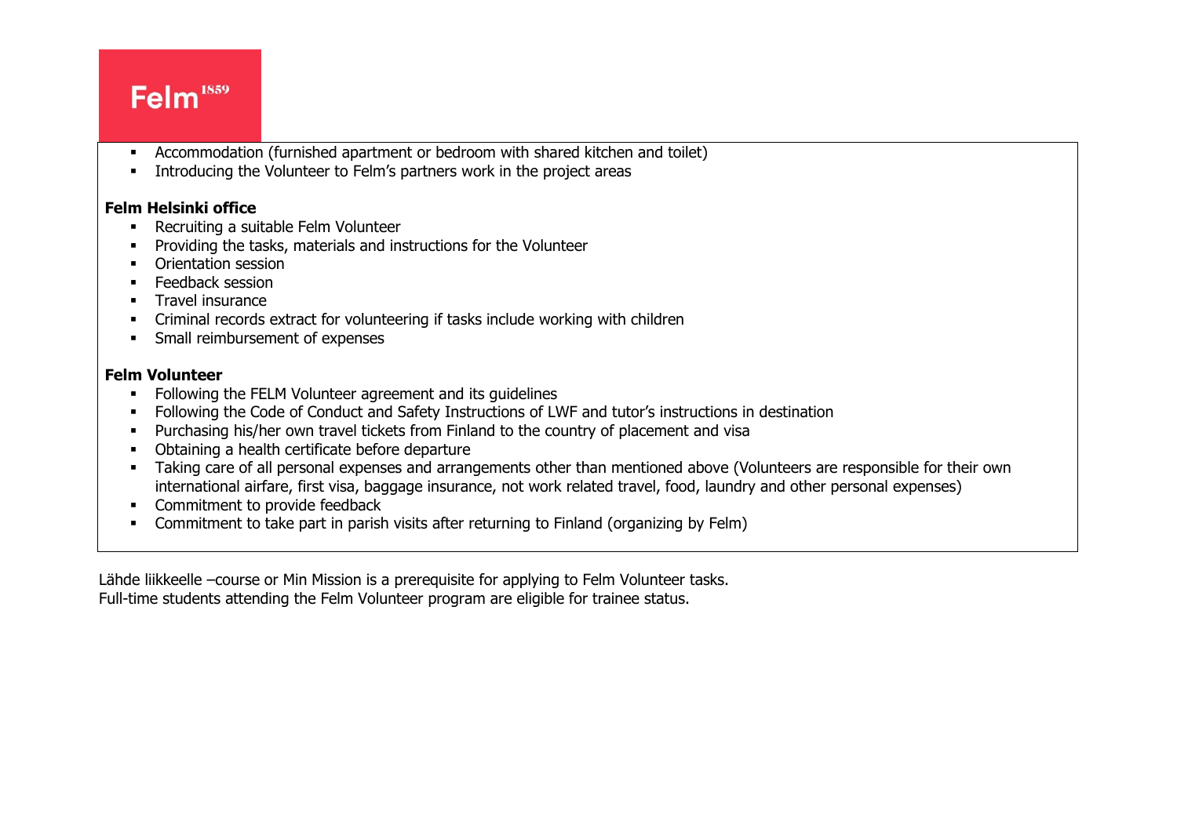- Accommodation (furnished apartment or bedroom with shared kitchen and toilet)
- Introducing the Volunteer to Felm's partners work in the project areas

**Felm Helsinki office**

- Recruiting a suitable Felm Volunteer
- Providing the tasks, materials and instructions for the Volunteer
- Orientation session
- Feedback session
- Travel insurance
- Criminal records extract for volunteering if tasks include working with children
- Small reimbursement of expenses

**Felm Volunteer**

- Following the FELM Volunteer agreement and its guidelines
- Following the Code of Conduct and Safety Instructions of LWF and tutor's instructions in destination
- Purchasing his/her own travel tickets from Finland to the country of placement and visa
- Obtaining a health certificate before departure
- Taking care of all personal expenses and arrangements other than mentioned above (Volunteers are responsible for their own international airfare, first visa, baggage insurance, not work related travel, food, laundry and other personal expenses)
- Commitment to provide feedback
- Commitment to take part in parish visits after returning to Finland (organizing by Felm)

Lähde liikkeelle –course or Min Mission is a prerequisite for applying to Felm Volunteer tasks.
Full-time students attending the Felm Volunteer program are eligible for trainee status.